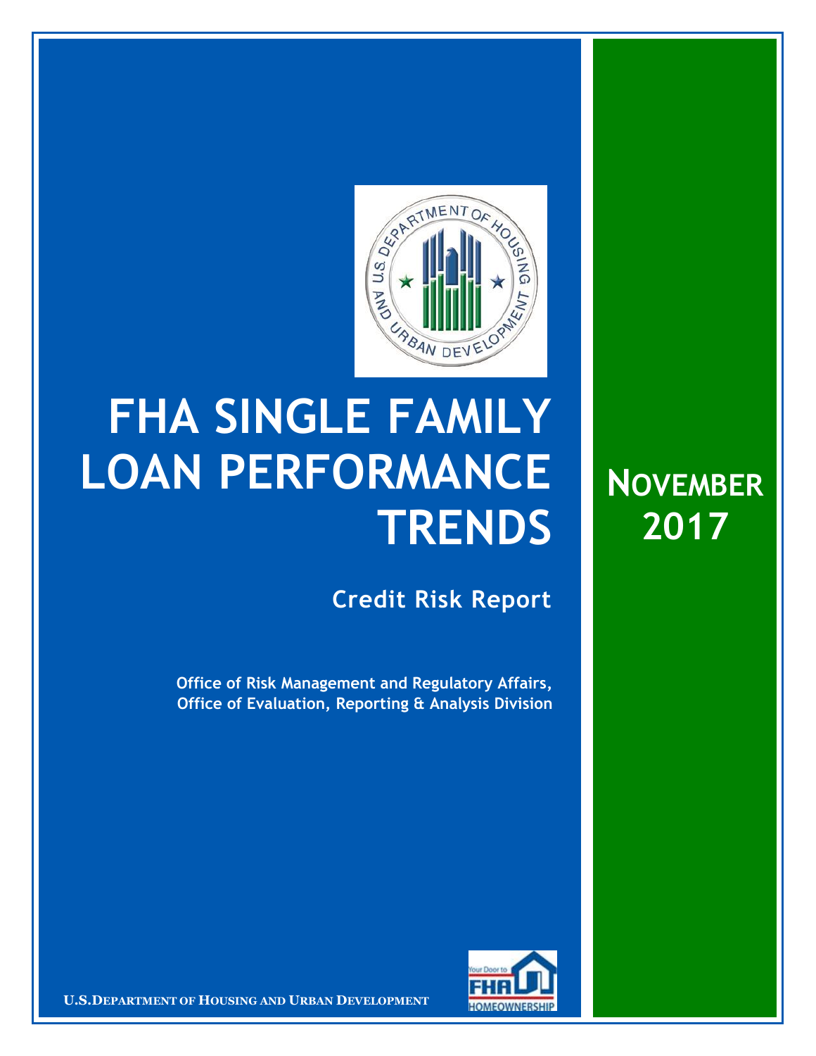# FHA SINGLE FAMILY LOAN PERFORMANCE TRENDS

## NOVEMBER 2017

### Credit Risk Report

**Office of Risk Management and Regulatory Affairs, Office of Evaluation, Reporting & Analysis Division**

**U.S. DEPARTMENT OF HOUSING AND URBAN DEVELOPMENT**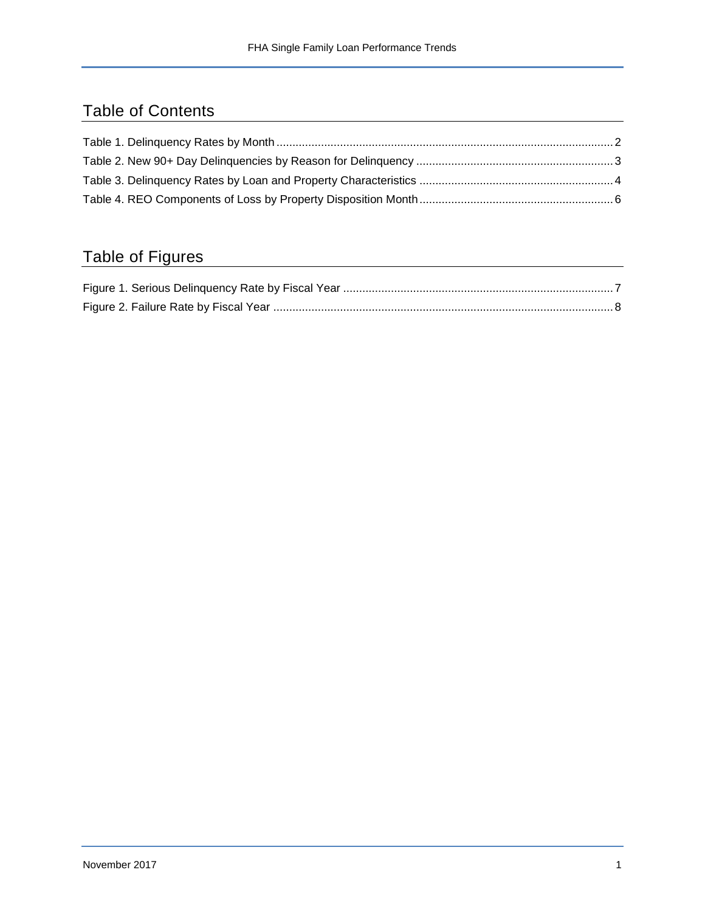## Table of Contents

Table 1. Delinquency Rates by Month ........................................................................................................ 2
Table 2. New 90+ Day Delinquencies by Reason for Delinquency ............................................................ 3
Table 3. Delinquency Rates by Loan and Property Characteristics ........................................................... 4
Table 4. REO Components of Loss by Property Disposition Month ........................................................... 6

## Table of Figures

Figure 1. Serious Delinquency Rate by Fiscal Year .................................................................................... 7
Figure 2. Failure Rate by Fiscal Year ......................................................................................................... 8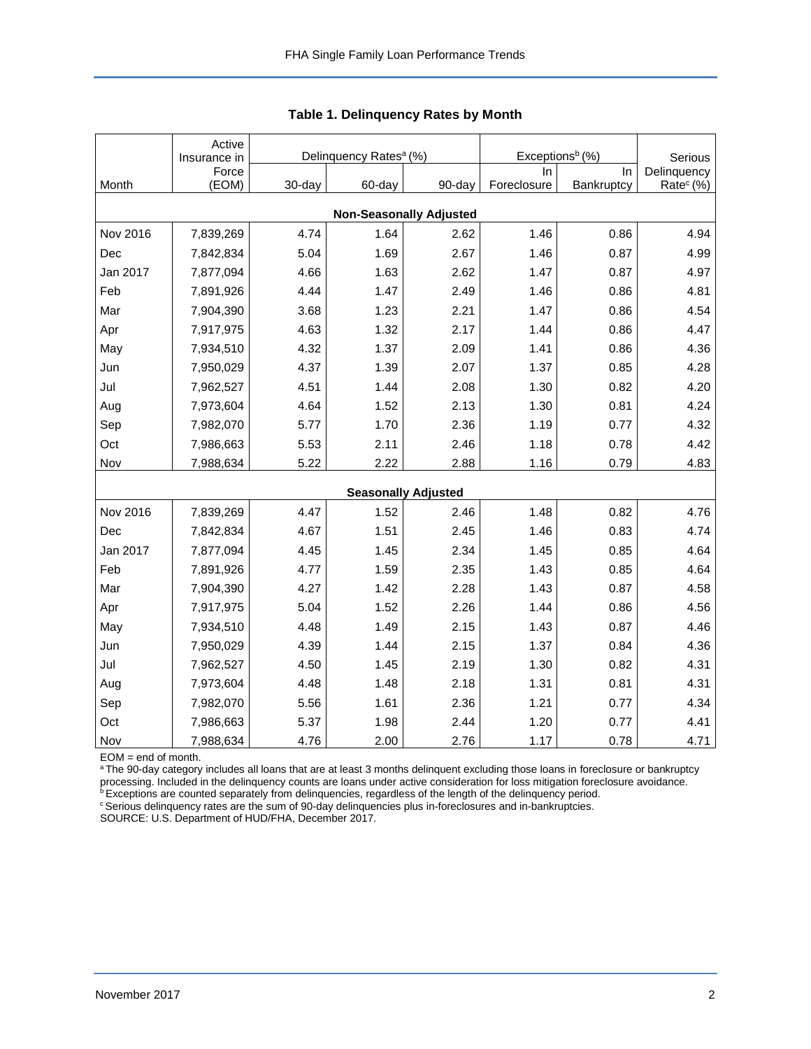## Table 1. Delinquency Rates by Month

| Month | Active Insurance in Force (EOM) | Delinquency Rates[a] (%) | | | Exceptions[b] (%) | | Serious Delinquency Rate[c] (%) |
|---|---|---|---|---|---|---|---|
| | | 30-day | 60-day | 90-day | In Foreclosure | In Bankruptcy | |
| **Non-Seasonally Adjusted** | | | | | | | |
| Nov 2016 | 7,839,269 | 4.74 | 1.64 | 2.62 | 1.46 | 0.86 | 4.94 |
| Dec | 7,842,834 | 5.04 | 1.69 | 2.67 | 1.46 | 0.87 | 4.99 |
| Jan 2017 | 7,877,094 | 4.66 | 1.63 | 2.62 | 1.47 | 0.87 | 4.97 |
| Feb | 7,891,926 | 4.44 | 1.47 | 2.49 | 1.46 | 0.86 | 4.81 |
| Mar | 7,904,390 | 3.68 | 1.23 | 2.21 | 1.47 | 0.86 | 4.54 |
| Apr | 7,917,975 | 4.63 | 1.32 | 2.17 | 1.44 | 0.86 | 4.47 |
| May | 7,934,510 | 4.32 | 1.37 | 2.09 | 1.41 | 0.86 | 4.36 |
| Jun | 7,950,029 | 4.37 | 1.39 | 2.07 | 1.37 | 0.85 | 4.28 |
| Jul | 7,962,527 | 4.51 | 1.44 | 2.08 | 1.30 | 0.82 | 4.20 |
| Aug | 7,973,604 | 4.64 | 1.52 | 2.13 | 1.30 | 0.81 | 4.24 |
| Sep | 7,982,070 | 5.77 | 1.70 | 2.36 | 1.19 | 0.77 | 4.32 |
| Oct | 7,986,663 | 5.53 | 2.11 | 2.46 | 1.18 | 0.78 | 4.42 |
| Nov | 7,988,634 | 5.22 | 2.22 | 2.88 | 1.16 | 0.79 | 4.83 |
| **Seasonally Adjusted** | | | | | | | |
| Nov 2016 | 7,839,269 | 4.47 | 1.52 | 2.46 | 1.48 | 0.82 | 4.76 |
| Dec | 7,842,834 | 4.67 | 1.51 | 2.45 | 1.46 | 0.83 | 4.74 |
| Jan 2017 | 7,877,094 | 4.45 | 1.45 | 2.34 | 1.45 | 0.85 | 4.64 |
| Feb | 7,891,926 | 4.77 | 1.59 | 2.35 | 1.43 | 0.85 | 4.64 |
| Mar | 7,904,390 | 4.27 | 1.42 | 2.28 | 1.43 | 0.87 | 4.58 |
| Apr | 7,917,975 | 5.04 | 1.52 | 2.26 | 1.44 | 0.86 | 4.56 |
| May | 7,934,510 | 4.48 | 1.49 | 2.15 | 1.43 | 0.87 | 4.46 |
| Jun | 7,950,029 | 4.39 | 1.44 | 2.15 | 1.37 | 0.84 | 4.36 |
| Jul | 7,962,527 | 4.50 | 1.45 | 2.19 | 1.30 | 0.82 | 4.31 |
| Aug | 7,973,604 | 4.48 | 1.48 | 2.18 | 1.31 | 0.81 | 4.31 |
| Sep | 7,982,070 | 5.56 | 1.61 | 2.36 | 1.21 | 0.77 | 4.34 |
| Oct | 7,986,663 | 5.37 | 1.98 | 2.44 | 1.20 | 0.77 | 4.41 |
| Nov | 7,988,634 | 4.76 | 2.00 | 2.76 | 1.17 | 0.78 | 4.71 |

EOM = end of month.

[a] The 90-day category includes all loans that are at least 3 months delinquent excluding those loans in foreclosure or bankruptcy processing. Included in the delinquency counts are loans under active consideration for loss mitigation foreclosure avoidance.

[b] Exceptions are counted separately from delinquencies, regardless of the length of the delinquency period.

[c] Serious delinquency rates are the sum of 90-day delinquencies plus in-foreclosures and in-bankruptcies.

SOURCE: U.S. Department of HUD/FHA, December 2017.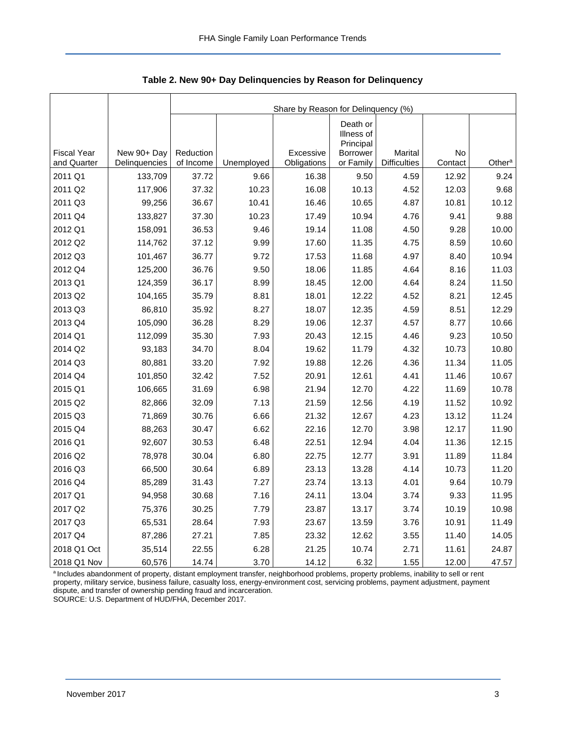**Table 2. New 90+ Day Delinquencies by Reason for Delinquency**

| | | Share by Reason for Delinquency (%) | | | | | | |
|---|---|---|---|---|---|---|---|---|
| Fiscal Year and Quarter | New 90+ Day Delinquencies | Reduction of Income | Unemployed | Excessive Obligations | Death or Illness of Principal Borrower or Family | Marital Difficulties | No Contact | Other[a] |
| 2011 Q1 | 133,709 | 37.72 | 9.66 | 16.38 | 9.50 | 4.59 | 12.92 | 9.24 |
| 2011 Q2 | 117,906 | 37.32 | 10.23 | 16.08 | 10.13 | 4.52 | 12.03 | 9.68 |
| 2011 Q3 | 99,256 | 36.67 | 10.41 | 16.46 | 10.65 | 4.87 | 10.81 | 10.12 |
| 2011 Q4 | 133,827 | 37.30 | 10.23 | 17.49 | 10.94 | 4.76 | 9.41 | 9.88 |
| 2012 Q1 | 158,091 | 36.53 | 9.46 | 19.14 | 11.08 | 4.50 | 9.28 | 10.00 |
| 2012 Q2 | 114,762 | 37.12 | 9.99 | 17.60 | 11.35 | 4.75 | 8.59 | 10.60 |
| 2012 Q3 | 101,467 | 36.77 | 9.72 | 17.53 | 11.68 | 4.97 | 8.40 | 10.94 |
| 2012 Q4 | 125,200 | 36.76 | 9.50 | 18.06 | 11.85 | 4.64 | 8.16 | 11.03 |
| 2013 Q1 | 124,359 | 36.17 | 8.99 | 18.45 | 12.00 | 4.64 | 8.24 | 11.50 |
| 2013 Q2 | 104,165 | 35.79 | 8.81 | 18.01 | 12.22 | 4.52 | 8.21 | 12.45 |
| 2013 Q3 | 86,810 | 35.92 | 8.27 | 18.07 | 12.35 | 4.59 | 8.51 | 12.29 |
| 2013 Q4 | 105,090 | 36.28 | 8.29 | 19.06 | 12.37 | 4.57 | 8.77 | 10.66 |
| 2014 Q1 | 112,099 | 35.30 | 7.93 | 20.43 | 12.15 | 4.46 | 9.23 | 10.50 |
| 2014 Q2 | 93,183 | 34.70 | 8.04 | 19.62 | 11.79 | 4.32 | 10.73 | 10.80 |
| 2014 Q3 | 80,881 | 33.20 | 7.92 | 19.88 | 12.26 | 4.36 | 11.34 | 11.05 |
| 2014 Q4 | 101,850 | 32.42 | 7.52 | 20.91 | 12.61 | 4.41 | 11.46 | 10.67 |
| 2015 Q1 | 106,665 | 31.69 | 6.98 | 21.94 | 12.70 | 4.22 | 11.69 | 10.78 |
| 2015 Q2 | 82,866 | 32.09 | 7.13 | 21.59 | 12.56 | 4.19 | 11.52 | 10.92 |
| 2015 Q3 | 71,869 | 30.76 | 6.66 | 21.32 | 12.67 | 4.23 | 13.12 | 11.24 |
| 2015 Q4 | 88,263 | 30.47 | 6.62 | 22.16 | 12.70 | 3.98 | 12.17 | 11.90 |
| 2016 Q1 | 92,607 | 30.53 | 6.48 | 22.51 | 12.94 | 4.04 | 11.36 | 12.15 |
| 2016 Q2 | 78,978 | 30.04 | 6.80 | 22.75 | 12.77 | 3.91 | 11.89 | 11.84 |
| 2016 Q3 | 66,500 | 30.64 | 6.89 | 23.13 | 13.28 | 4.14 | 10.73 | 11.20 |
| 2016 Q4 | 85,289 | 31.43 | 7.27 | 23.74 | 13.13 | 4.01 | 9.64 | 10.79 |
| 2017 Q1 | 94,958 | 30.68 | 7.16 | 24.11 | 13.04 | 3.74 | 9.33 | 11.95 |
| 2017 Q2 | 75,376 | 30.25 | 7.79 | 23.87 | 13.17 | 3.74 | 10.19 | 10.98 |
| 2017 Q3 | 65,531 | 28.64 | 7.93 | 23.67 | 13.59 | 3.76 | 10.91 | 11.49 |
| 2017 Q4 | 87,286 | 27.21 | 7.85 | 23.32 | 12.62 | 3.55 | 11.40 | 14.05 |
| 2018 Q1 Oct | 35,514 | 22.55 | 6.28 | 21.25 | 10.74 | 2.71 | 11.61 | 24.87 |
| 2018 Q1 Nov | 60,576 | 14.74 | 3.70 | 14.12 | 6.32 | 1.55 | 12.00 | 47.57 |

[a] Includes abandonment of property, distant employment transfer, neighborhood problems, property problems, inability to sell or rent property, military service, business failure, casualty loss, energy-environment cost, servicing problems, payment adjustment, payment dispute, and transfer of ownership pending fraud and incarceration.
SOURCE: U.S. Department of HUD/FHA, December 2017.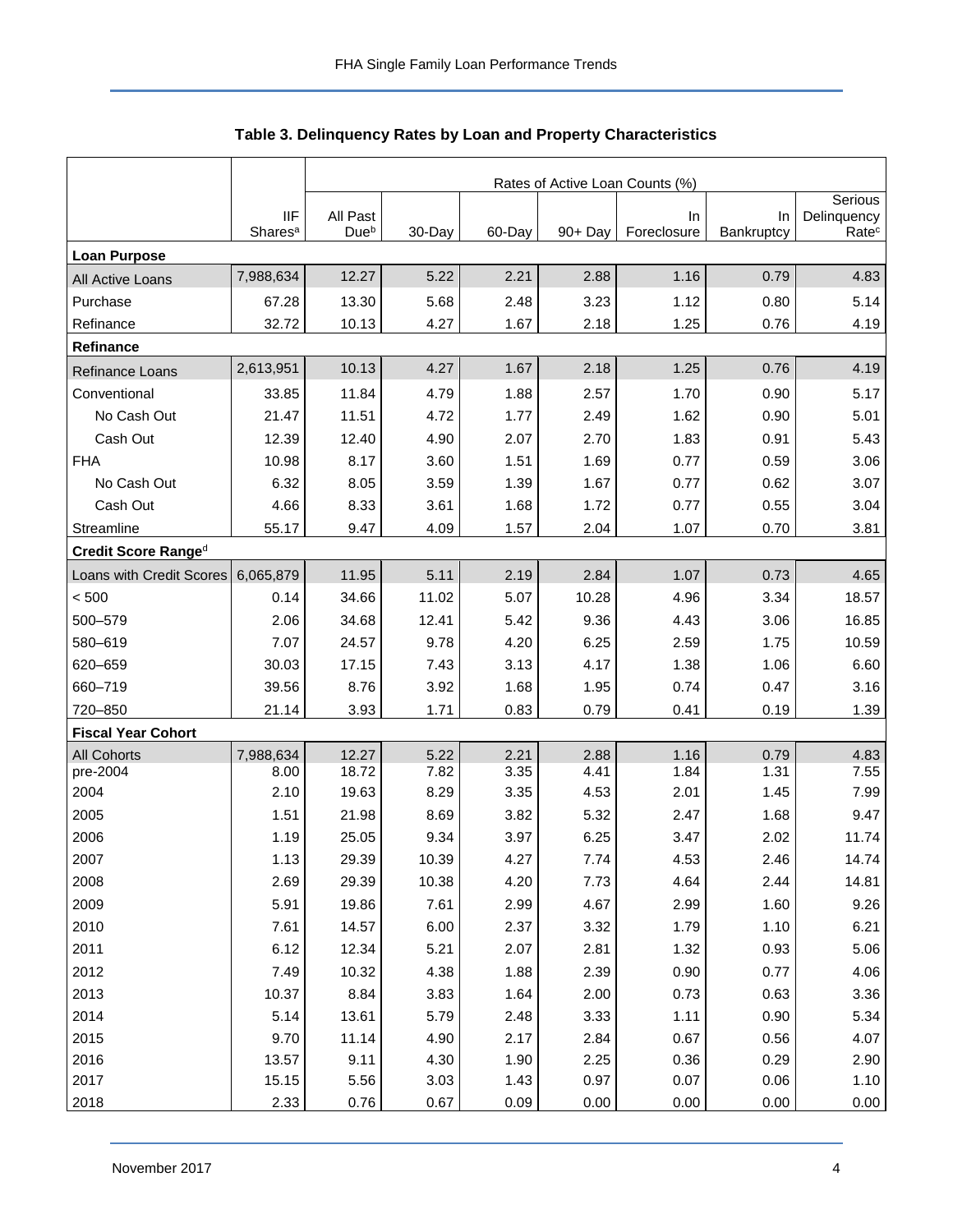## Table 3. Delinquency Rates by Loan and Property Characteristics

| | | Rates of Active Loan Counts (%) | | | | | | |
|---|---|---|---|---|---|---|---|---|
| | IIF Shares[a] | All Past Due[b] | 30-Day | 60-Day | 90+ Day | In Foreclosure | In Bankruptcy | Serious Delinquency Rate[c] |
| **Loan Purpose** | | | | | | | | |
| All Active Loans | 7,988,634 | 12.27 | 5.22 | 2.21 | 2.88 | 1.16 | 0.79 | 4.83 |
| Purchase | 67.28 | 13.30 | 5.68 | 2.48 | 3.23 | 1.12 | 0.80 | 5.14 |
| Refinance | 32.72 | 10.13 | 4.27 | 1.67 | 2.18 | 1.25 | 0.76 | 4.19 |
| **Refinance** | | | | | | | | |
| Refinance Loans | 2,613,951 | 10.13 | 4.27 | 1.67 | 2.18 | 1.25 | 0.76 | 4.19 |
| Conventional | 33.85 | 11.84 | 4.79 | 1.88 | 2.57 | 1.70 | 0.90 | 5.17 |
| No Cash Out | 21.47 | 11.51 | 4.72 | 1.77 | 2.49 | 1.62 | 0.90 | 5.01 |
| Cash Out | 12.39 | 12.40 | 4.90 | 2.07 | 2.70 | 1.83 | 0.91 | 5.43 |
| FHA | 10.98 | 8.17 | 3.60 | 1.51 | 1.69 | 0.77 | 0.59 | 3.06 |
| No Cash Out | 6.32 | 8.05 | 3.59 | 1.39 | 1.67 | 0.77 | 0.62 | 3.07 |
| Cash Out | 4.66 | 8.33 | 3.61 | 1.68 | 1.72 | 0.77 | 0.55 | 3.04 |
| Streamline | 55.17 | 9.47 | 4.09 | 1.57 | 2.04 | 1.07 | 0.70 | 3.81 |
| **Credit Score Range[d]** | | | | | | | | |
| Loans with Credit Scores | 6,065,879 | 11.95 | 5.11 | 2.19 | 2.84 | 1.07 | 0.73 | 4.65 |
| < 500 | 0.14 | 34.66 | 11.02 | 5.07 | 10.28 | 4.96 | 3.34 | 18.57 |
| 500–579 | 2.06 | 34.68 | 12.41 | 5.42 | 9.36 | 4.43 | 3.06 | 16.85 |
| 580–619 | 7.07 | 24.57 | 9.78 | 4.20 | 6.25 | 2.59 | 1.75 | 10.59 |
| 620–659 | 30.03 | 17.15 | 7.43 | 3.13 | 4.17 | 1.38 | 1.06 | 6.60 |
| 660–719 | 39.56 | 8.76 | 3.92 | 1.68 | 1.95 | 0.74 | 0.47 | 3.16 |
| 720–850 | 21.14 | 3.93 | 1.71 | 0.83 | 0.79 | 0.41 | 0.19 | 1.39 |
| **Fiscal Year Cohort** | | | | | | | | |
| All Cohorts | 7,988,634 | 12.27 | 5.22 | 2.21 | 2.88 | 1.16 | 0.79 | 4.83 |
| pre-2004 | 8.00 | 18.72 | 7.82 | 3.35 | 4.41 | 1.84 | 1.31 | 7.55 |
| 2004 | 2.10 | 19.63 | 8.29 | 3.35 | 4.53 | 2.01 | 1.45 | 7.99 |
| 2005 | 1.51 | 21.98 | 8.69 | 3.82 | 5.32 | 2.47 | 1.68 | 9.47 |
| 2006 | 1.19 | 25.05 | 9.34 | 3.97 | 6.25 | 3.47 | 2.02 | 11.74 |
| 2007 | 1.13 | 29.39 | 10.39 | 4.27 | 7.74 | 4.53 | 2.46 | 14.74 |
| 2008 | 2.69 | 29.39 | 10.38 | 4.20 | 7.73 | 4.64 | 2.44 | 14.81 |
| 2009 | 5.91 | 19.86 | 7.61 | 2.99 | 4.67 | 2.99 | 1.60 | 9.26 |
| 2010 | 7.61 | 14.57 | 6.00 | 2.37 | 3.32 | 1.79 | 1.10 | 6.21 |
| 2011 | 6.12 | 12.34 | 5.21 | 2.07 | 2.81 | 1.32 | 0.93 | 5.06 |
| 2012 | 7.49 | 10.32 | 4.38 | 1.88 | 2.39 | 0.90 | 0.77 | 4.06 |
| 2013 | 10.37 | 8.84 | 3.83 | 1.64 | 2.00 | 0.73 | 0.63 | 3.36 |
| 2014 | 5.14 | 13.61 | 5.79 | 2.48 | 3.33 | 1.11 | 0.90 | 5.34 |
| 2015 | 9.70 | 11.14 | 4.90 | 2.17 | 2.84 | 0.67 | 0.56 | 4.07 |
| 2016 | 13.57 | 9.11 | 4.30 | 1.90 | 2.25 | 0.36 | 0.29 | 2.90 |
| 2017 | 15.15 | 5.56 | 3.03 | 1.43 | 0.97 | 0.07 | 0.06 | 1.10 |
| 2018 | 2.33 | 0.76 | 0.67 | 0.09 | 0.00 | 0.00 | 0.00 | 0.00 |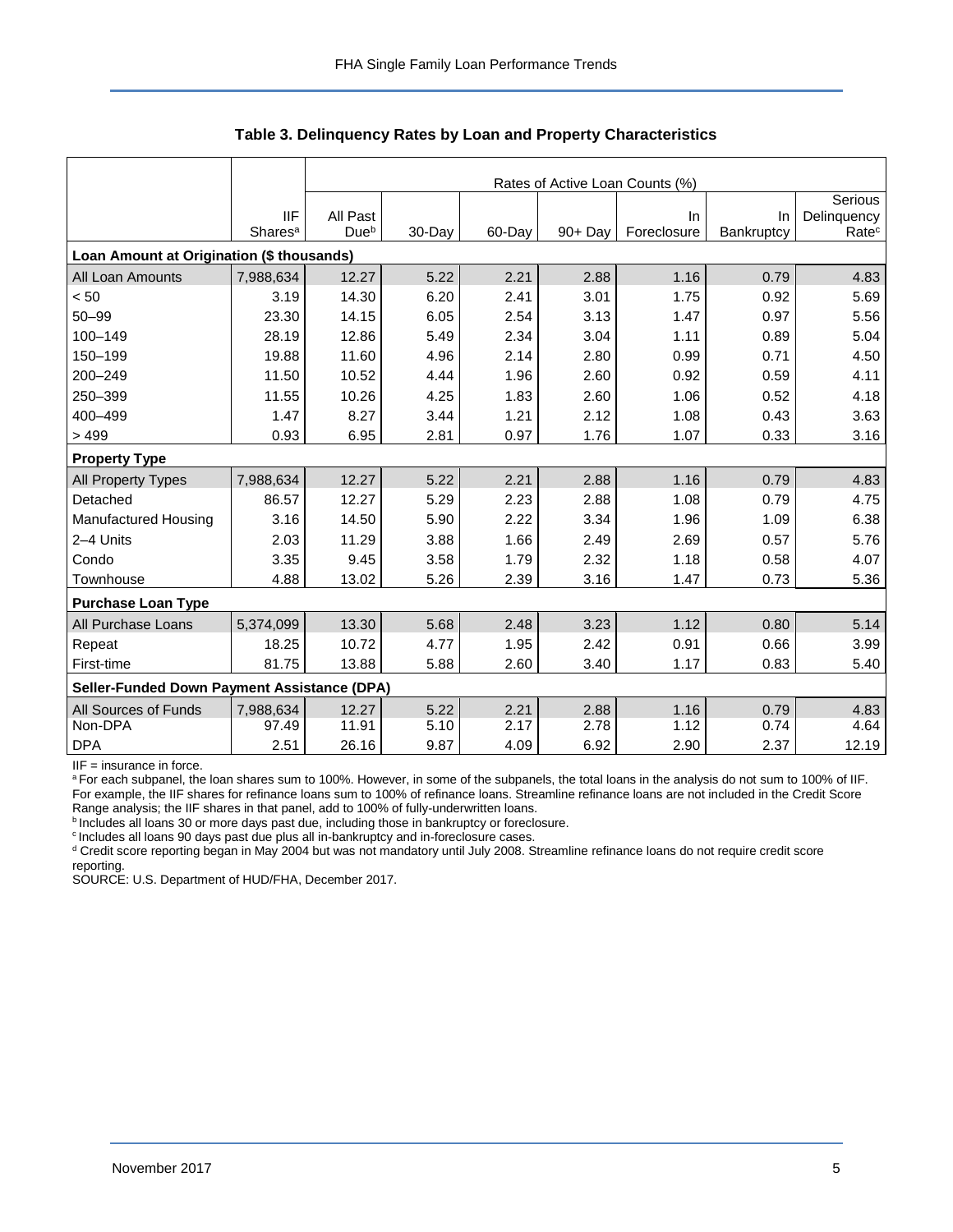**Table 3. Delinquency Rates by Loan and Property Characteristics**

| | IIF Shares[a] | Rates of Active Loan Counts (%) All Past Due[b] | 30-Day | 60-Day | 90+ Day | In Foreclosure | In Bankruptcy | Serious Delinquency Rate[c] |
|---|---|---|---|---|---|---|---|---|
| **Loan Amount at Origination ($ thousands)** | | | | | | | | |
| All Loan Amounts | 7,988,634 | 12.27 | 5.22 | 2.21 | 2.88 | 1.16 | 0.79 | 4.83 |
| < 50 | 3.19 | 14.30 | 6.20 | 2.41 | 3.01 | 1.75 | 0.92 | 5.69 |
| 50–99 | 23.30 | 14.15 | 6.05 | 2.54 | 3.13 | 1.47 | 0.97 | 5.56 |
| 100–149 | 28.19 | 12.86 | 5.49 | 2.34 | 3.04 | 1.11 | 0.89 | 5.04 |
| 150–199 | 19.88 | 11.60 | 4.96 | 2.14 | 2.80 | 0.99 | 0.71 | 4.50 |
| 200–249 | 11.50 | 10.52 | 4.44 | 1.96 | 2.60 | 0.92 | 0.59 | 4.11 |
| 250–399 | 11.55 | 10.26 | 4.25 | 1.83 | 2.60 | 1.06 | 0.52 | 4.18 |
| 400–499 | 1.47 | 8.27 | 3.44 | 1.21 | 2.12 | 1.08 | 0.43 | 3.63 |
| > 499 | 0.93 | 6.95 | 2.81 | 0.97 | 1.76 | 1.07 | 0.33 | 3.16 |
| **Property Type** | | | | | | | | |
| All Property Types | 7,988,634 | 12.27 | 5.22 | 2.21 | 2.88 | 1.16 | 0.79 | 4.83 |
| Detached | 86.57 | 12.27 | 5.29 | 2.23 | 2.88 | 1.08 | 0.79 | 4.75 |
| Manufactured Housing | 3.16 | 14.50 | 5.90 | 2.22 | 3.34 | 1.96 | 1.09 | 6.38 |
| 2–4 Units | 2.03 | 11.29 | 3.88 | 1.66 | 2.49 | 2.69 | 0.57 | 5.76 |
| Condo | 3.35 | 9.45 | 3.58 | 1.79 | 2.32 | 1.18 | 0.58 | 4.07 |
| Townhouse | 4.88 | 13.02 | 5.26 | 2.39 | 3.16 | 1.47 | 0.73 | 5.36 |
| **Purchase Loan Type** | | | | | | | | |
| All Purchase Loans | 5,374,099 | 13.30 | 5.68 | 2.48 | 3.23 | 1.12 | 0.80 | 5.14 |
| Repeat | 18.25 | 10.72 | 4.77 | 1.95 | 2.42 | 0.91 | 0.66 | 3.99 |
| First-time | 81.75 | 13.88 | 5.88 | 2.60 | 3.40 | 1.17 | 0.83 | 5.40 |
| **Seller-Funded Down Payment Assistance (DPA)** | | | | | | | | |
| All Sources of Funds | 7,988,634 | 12.27 | 5.22 | 2.21 | 2.88 | 1.16 | 0.79 | 4.83 |
| Non-DPA | 97.49 | 11.91 | 5.10 | 2.17 | 2.78 | 1.12 | 0.74 | 4.64 |
| DPA | 2.51 | 26.16 | 9.87 | 4.09 | 6.92 | 2.90 | 2.37 | 12.19 |

IIF = insurance in force.

[a] For each subpanel, the loan shares sum to 100%. However, in some of the subpanels, the total loans in the analysis do not sum to 100% of IIF. For example, the IIF shares for refinance loans sum to 100% of refinance loans. Streamline refinance loans are not included in the Credit Score Range analysis; the IIF shares in that panel, add to 100% of fully-underwritten loans.

[b] Includes all loans 30 or more days past due, including those in bankruptcy or foreclosure.

[c] Includes all loans 90 days past due plus all in-bankruptcy and in-foreclosure cases.

[d] Credit score reporting began in May 2004 but was not mandatory until July 2008. Streamline refinance loans do not require credit score reporting.

SOURCE: U.S. Department of HUD/FHA, December 2017.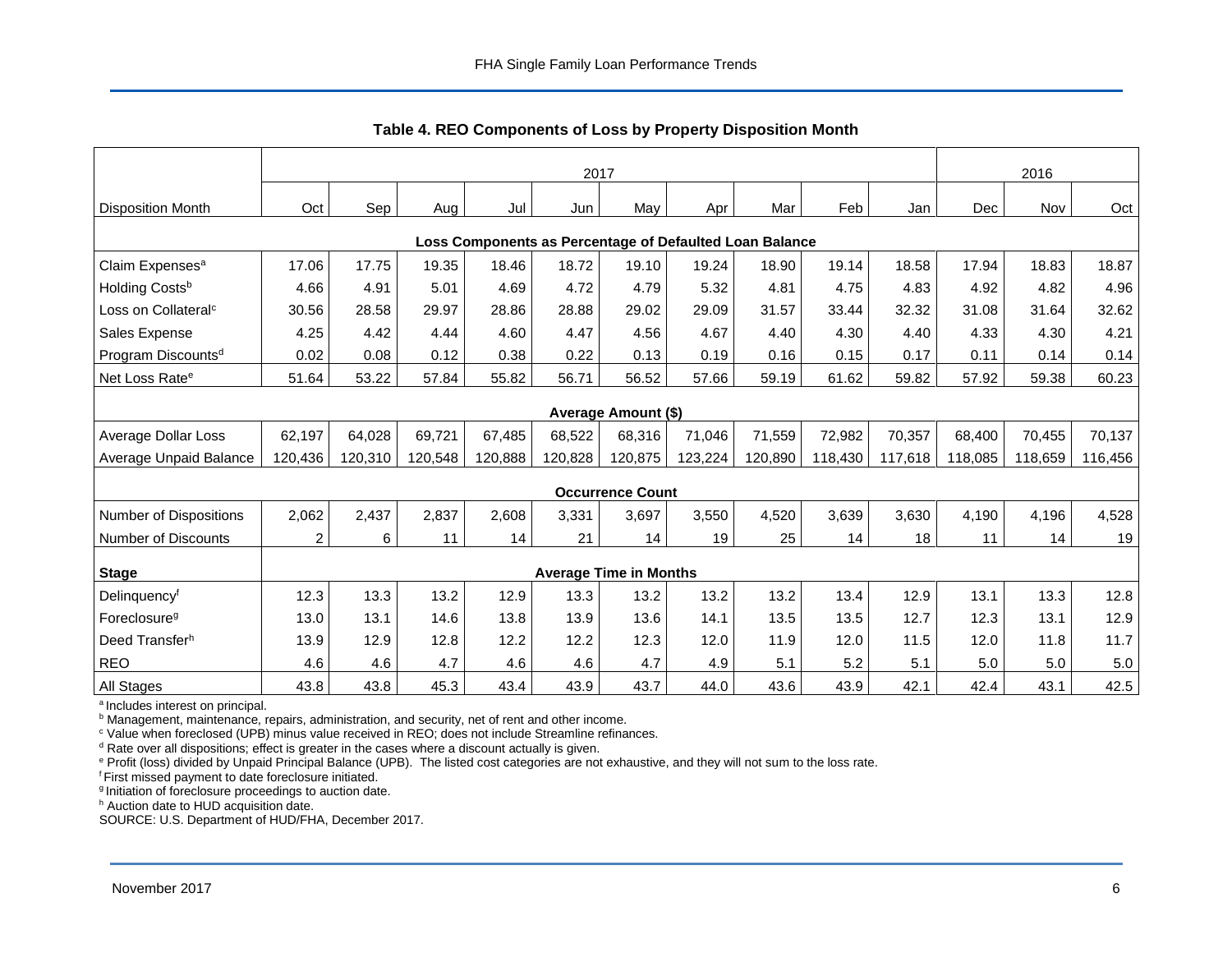## Table 4. REO Components of Loss by Property Disposition Month

| | 2017 | | | | | | | | | | 2016 | | |
|---|---|---|---|---|---|---|---|---|---|---|---|---|---|
| Disposition Month | Oct | Sep | Aug | Jul | Jun | May | Apr | Mar | Feb | Jan | Dec | Nov | Oct |
| **Loss Components as Percentage of Defaulted Loan Balance** | | | | | | | | | | | | | |
| Claim Expenses[a] | 17.06 | 17.75 | 19.35 | 18.46 | 18.72 | 19.10 | 19.24 | 18.90 | 19.14 | 18.58 | 17.94 | 18.83 | 18.87 |
| Holding Costs[b] | 4.66 | 4.91 | 5.01 | 4.69 | 4.72 | 4.79 | 5.32 | 4.81 | 4.75 | 4.83 | 4.92 | 4.82 | 4.96 |
| Loss on Collateral[c] | 30.56 | 28.58 | 29.97 | 28.86 | 28.88 | 29.02 | 29.09 | 31.57 | 33.44 | 32.32 | 31.08 | 31.64 | 32.62 |
| Sales Expense | 4.25 | 4.42 | 4.44 | 4.60 | 4.47 | 4.56 | 4.67 | 4.40 | 4.30 | 4.40 | 4.33 | 4.30 | 4.21 |
| Program Discounts[d] | 0.02 | 0.08 | 0.12 | 0.38 | 0.22 | 0.13 | 0.19 | 0.16 | 0.15 | 0.17 | 0.11 | 0.14 | 0.14 |
| Net Loss Rate[e] | 51.64 | 53.22 | 57.84 | 55.82 | 56.71 | 56.52 | 57.66 | 59.19 | 61.62 | 59.82 | 57.92 | 59.38 | 60.23 |
| **Average Amount ($)** | | | | | | | | | | | | | |
| Average Dollar Loss | 62,197 | 64,028 | 69,721 | 67,485 | 68,522 | 68,316 | 71,046 | 71,559 | 72,982 | 70,357 | 68,400 | 70,455 | 70,137 |
| Average Unpaid Balance | 120,436 | 120,310 | 120,548 | 120,888 | 120,828 | 120,875 | 123,224 | 120,890 | 118,430 | 117,618 | 118,085 | 118,659 | 116,456 |
| **Occurrence Count** | | | | | | | | | | | | | |
| Number of Dispositions | 2,062 | 2,437 | 2,837 | 2,608 | 3,331 | 3,697 | 3,550 | 4,520 | 3,639 | 3,630 | 4,190 | 4,196 | 4,528 |
| Number of Discounts | 2 | 6 | 11 | 14 | 21 | 14 | 19 | 25 | 14 | 18 | 11 | 14 | 19 |
| **Stage** | **Average Time in Months** | | | | | | | | | | | | |
| Delinquency[f] | 12.3 | 13.3 | 13.2 | 12.9 | 13.3 | 13.2 | 13.2 | 13.2 | 13.4 | 12.9 | 13.1 | 13.3 | 12.8 |
| Foreclosure[g] | 13.0 | 13.1 | 14.6 | 13.8 | 13.9 | 13.6 | 14.1 | 13.5 | 13.5 | 12.7 | 12.3 | 13.1 | 12.9 |
| Deed Transfer[h] | 13.9 | 12.9 | 12.8 | 12.2 | 12.2 | 12.3 | 12.0 | 11.9 | 12.0 | 11.5 | 12.0 | 11.8 | 11.7 |
| REO | 4.6 | 4.6 | 4.7 | 4.6 | 4.6 | 4.7 | 4.9 | 5.1 | 5.2 | 5.1 | 5.0 | 5.0 | 5.0 |
| All Stages | 43.8 | 43.8 | 45.3 | 43.4 | 43.9 | 43.7 | 44.0 | 43.6 | 43.9 | 42.1 | 42.4 | 43.1 | 42.5 |

[a] Includes interest on principal.
[b] Management, maintenance, repairs, administration, and security, net of rent and other income.
[c] Value when foreclosed (UPB) minus value received in REO; does not include Streamline refinances.
[d] Rate over all dispositions; effect is greater in the cases where a discount actually is given.
[e] Profit (loss) divided by Unpaid Principal Balance (UPB). The listed cost categories are not exhaustive, and they will not sum to the loss rate.
[f] First missed payment to date foreclosure initiated.
[g] Initiation of foreclosure proceedings to auction date.
[h] Auction date to HUD acquisition date.
SOURCE: U.S. Department of HUD/FHA, December 2017.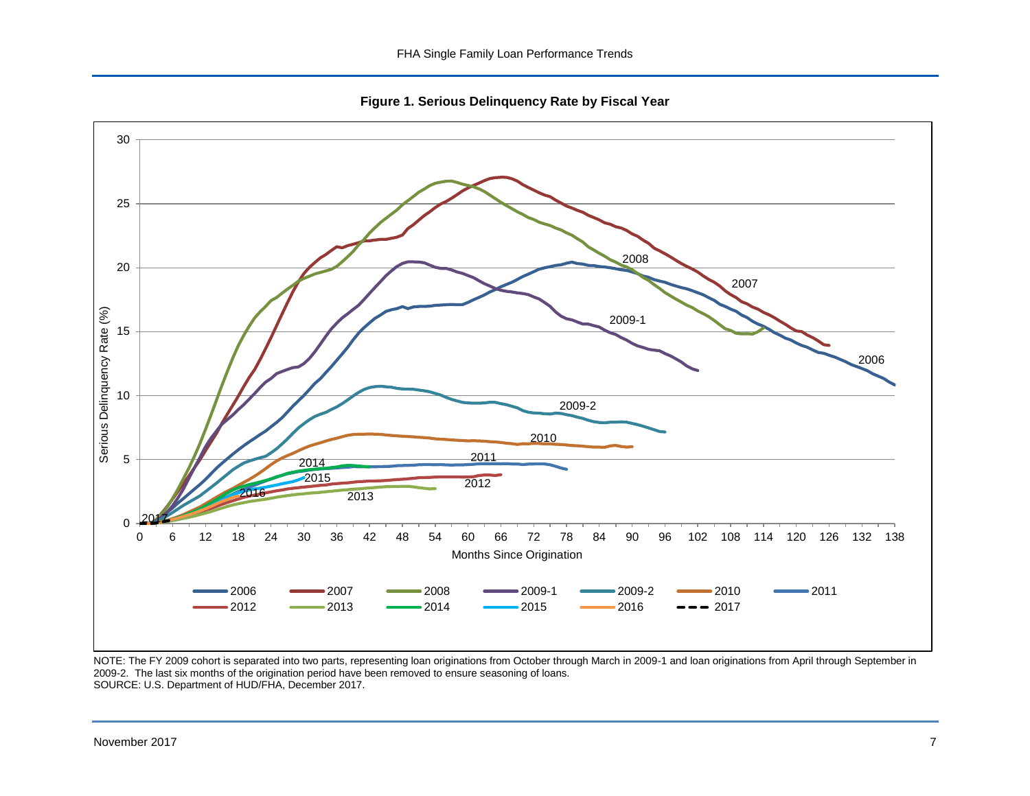**Figure 1. Serious Delinquency Rate by Fiscal Year**

NOTE: The FY 2009 cohort is separated into two parts, representing loan originations from October through March in 2009-1 and loan originations from April through September in 2009-2. The last six months of the origination period have been removed to ensure seasoning of loans.
SOURCE: U.S. Department of HUD/FHA, December 2017.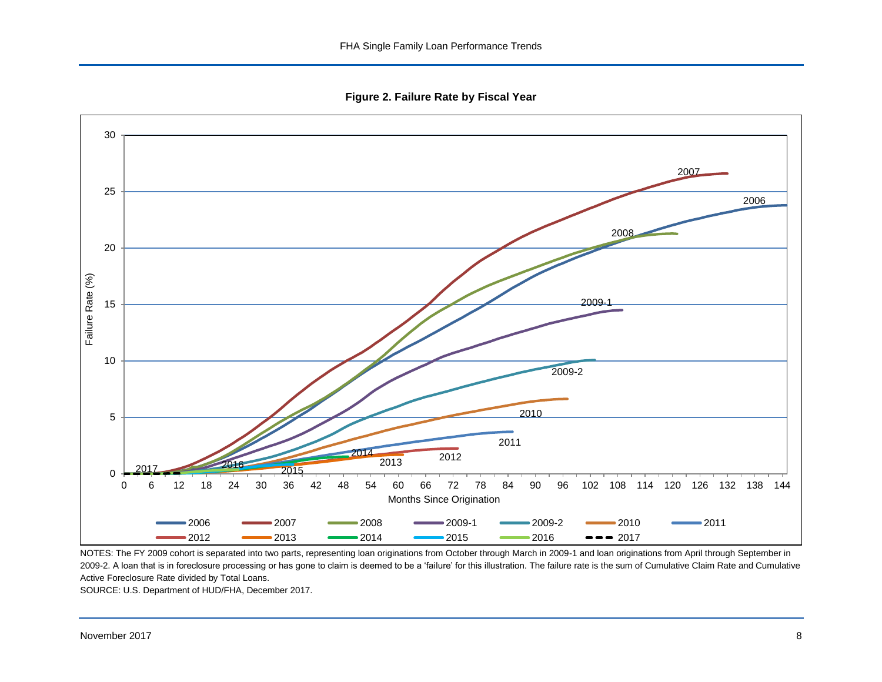**Figure 2. Failure Rate by Fiscal Year**

Failure Rate (%)

30
25
20
15
10
5
0

0 6 12 18 24 30 36 42 48 54 60 66 72 78 84 90 96 102 108 114 120 126 132 138 144

Months Since Origination

2007
2006
2008
2009-1
2009-2
2010
2011
2012
2013
2014
2015
2016
2017

Legend: 2006, 2007, 2008, 2009-1, 2009-2, 2010, 2011, 2012, 2013, 2014, 2015, 2016, 2017

NOTES: The FY 2009 cohort is separated into two parts, representing loan originations from October through March in 2009-1 and loan originations from April through September in 2009-2. A loan that is in foreclosure processing or has gone to claim is deemed to be a 'failure' for this illustration. The failure rate is the sum of Cumulative Claim Rate and Cumulative Active Foreclosure Rate divided by Total Loans.

SOURCE: U.S. Department of HUD/FHA, December 2017.